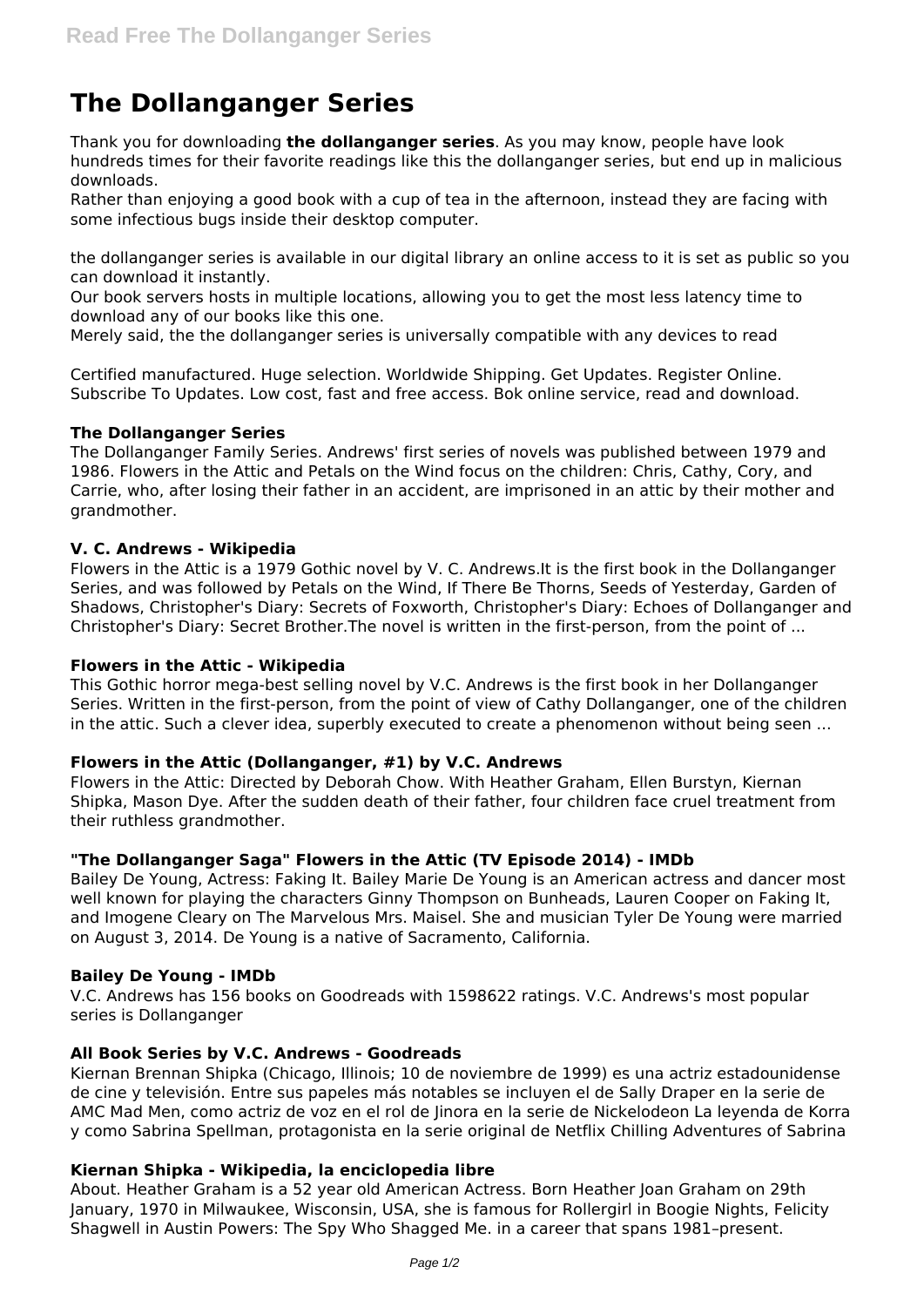# The Dollanganger Series

Thank you for downloading **the dollanganger series**. As you may know, people have look hundreds times for their favorite readings like this the dollanganger series, but end up in malicious downloads.

Rather than enjoying a good book with a cup of tea in the afternoon, instead they are facing with some infectious bugs inside their desktop computer.

the dollanganger series is available in our digital library an online access to it is set as public so you can download it instantly.

Our book servers hosts in multiple locations, allowing you to get the most less latency time to download any of our books like this one.

Merely said, the the dollanganger series is universally compatible with any devices to read

Certified manufactured. Huge selection. Worldwide Shipping. Get Updates. Register Online. Subscribe To Updates. Low cost, fast and free access. Bok online service, read and download.

### The Dollanganger Series

The Dollanganger Family Series. Andrews' first series of novels was published between 1979 and 1986. Flowers in the Attic and Petals on the Wind focus on the children: Chris, Cathy, Cory, and Carrie, who, after losing their father in an accident, are imprisoned in an attic by their mother and grandmother.

### V. C. Andrews - Wikipedia

Flowers in the Attic is a 1979 Gothic novel by V. C. Andrews.It is the first book in the Dollanganger Series, and was followed by Petals on the Wind, If There Be Thorns, Seeds of Yesterday, Garden of Shadows, Christopher's Diary: Secrets of Foxworth, Christopher's Diary: Echoes of Dollanganger and Christopher's Diary: Secret Brother.The novel is written in the first-person, from the point of ...

### Flowers in the Attic - Wikipedia

This Gothic horror mega-best selling novel by V.C. Andrews is the first book in her Dollanganger Series. Written in the first-person, from the point of view of Cathy Dollanganger, one of the children in the attic. Such a clever idea, superbly executed to create a phenomenon without being seen ...

### Flowers in the Attic (Dollanganger, #1) by V.C. Andrews

Flowers in the Attic: Directed by Deborah Chow. With Heather Graham, Ellen Burstyn, Kiernan Shipka, Mason Dye. After the sudden death of their father, four children face cruel treatment from their ruthless grandmother.

### "The Dollanganger Saga" Flowers in the Attic (TV Episode 2014) - IMDb

Bailey De Young, Actress: Faking It. Bailey Marie De Young is an American actress and dancer most well known for playing the characters Ginny Thompson on Bunheads, Lauren Cooper on Faking It, and Imogene Cleary on The Marvelous Mrs. Maisel. She and musician Tyler De Young were married on August 3, 2014. De Young is a native of Sacramento, California.

### Bailey De Young - IMDb

V.C. Andrews has 156 books on Goodreads with 1598622 ratings. V.C. Andrews's most popular series is Dollanganger

### All Book Series by V.C. Andrews - Goodreads

Kiernan Brennan Shipka (Chicago, Illinois; 10 de noviembre de 1999) es una actriz estadounidense de cine y televisión. Entre sus papeles más notables se incluyen el de Sally Draper en la serie de AMC Mad Men, como actriz de voz en el rol de Jinora en la serie de Nickelodeon La leyenda de Korra y como Sabrina Spellman, protagonista en la serie original de Netflix Chilling Adventures of Sabrina

### Kiernan Shipka - Wikipedia, la enciclopedia libre

About. Heather Graham is a 52 year old American Actress. Born Heather Joan Graham on 29th January, 1970 in Milwaukee, Wisconsin, USA, she is famous for Rollergirl in Boogie Nights, Felicity Shagwell in Austin Powers: The Spy Who Shagged Me. in a career that spans 1981–present.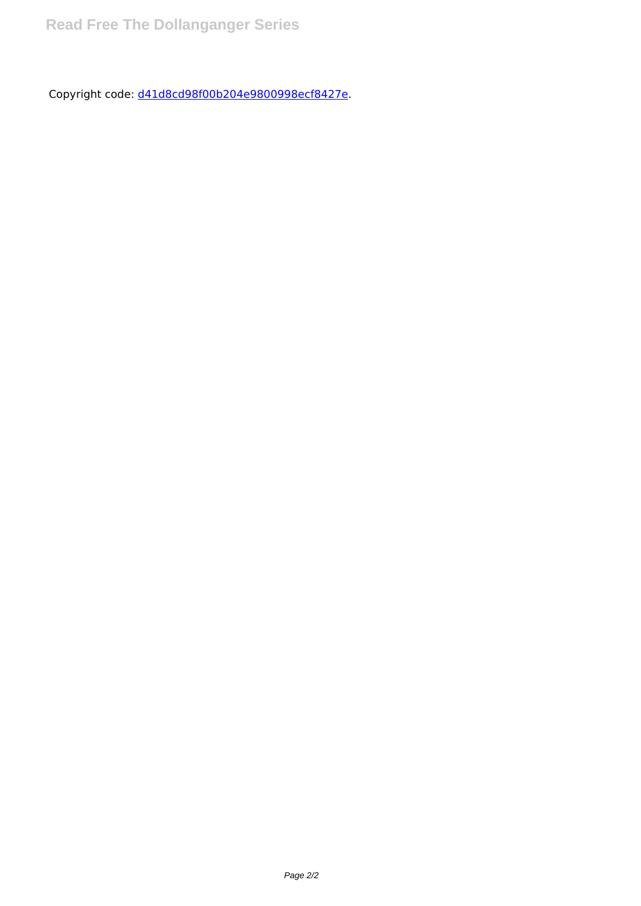Copyright code: [d41d8cd98f00b204e9800998ecf8427e](d41d8cd98f00b204e9800998ecf8427e).